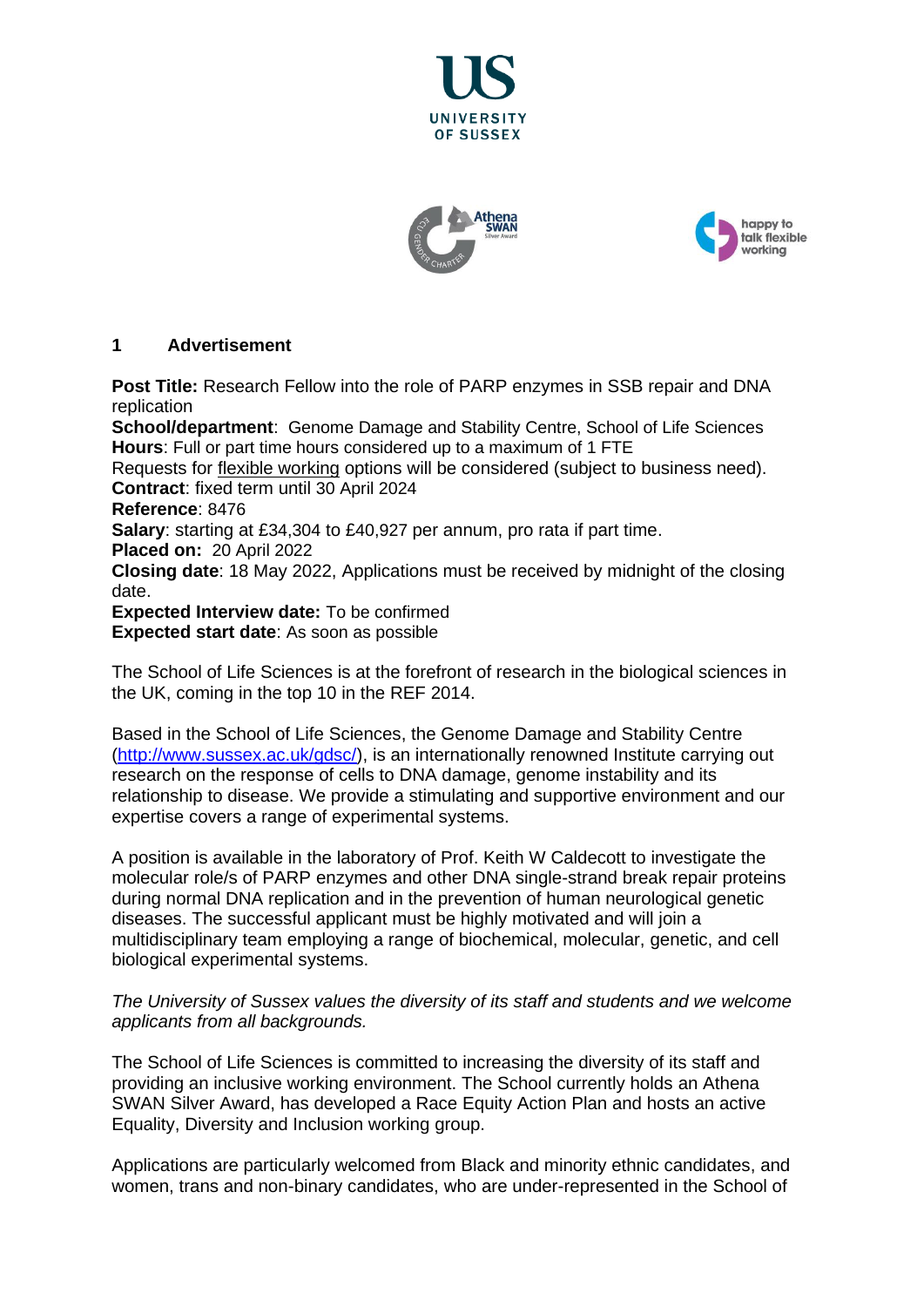## 1 Advertisement

**Post Title:** Research Fellow into the role of PARP enzymes in SSB repair and DNA replication
**School/department**: Genome Damage and Stability Centre, School of Life Sciences
**Hours**: Full or part time hours considered up to a maximum of 1 FTE
Requests for flexible working options will be considered (subject to business need).
**Contract**: fixed term until 30 April 2024
**Reference**: 8476
**Salary**: starting at £34,304 to £40,927 per annum, pro rata if part time.
**Placed on:** 20 April 2022
**Closing date**: 18 May 2022, Applications must be received by midnight of the closing date.
**Expected Interview date:** To be confirmed
**Expected start date**: As soon as possible

The School of Life Sciences is at the forefront of research in the biological sciences in the UK, coming in the top 10 in the REF 2014.

Based in the School of Life Sciences, the Genome Damage and Stability Centre (http://www.sussex.ac.uk/gdsc/), is an internationally renowned Institute carrying out research on the response of cells to DNA damage, genome instability and its relationship to disease. We provide a stimulating and supportive environment and our expertise covers a range of experimental systems.

A position is available in the laboratory of Prof. Keith W Caldecott to investigate the molecular role/s of PARP enzymes and other DNA single-strand break repair proteins during normal DNA replication and in the prevention of human neurological genetic diseases. The successful applicant must be highly motivated and will join a multidisciplinary team employing a range of biochemical, molecular, genetic, and cell biological experimental systems.

*The University of Sussex values the diversity of its staff and students and we welcome applicants from all backgrounds.*

The School of Life Sciences is committed to increasing the diversity of its staff and providing an inclusive working environment. The School currently holds an Athena SWAN Silver Award, has developed a Race Equity Action Plan and hosts an active Equality, Diversity and Inclusion working group.

Applications are particularly welcomed from Black and minority ethnic candidates, and women, trans and non-binary candidates, who are under-represented in the School of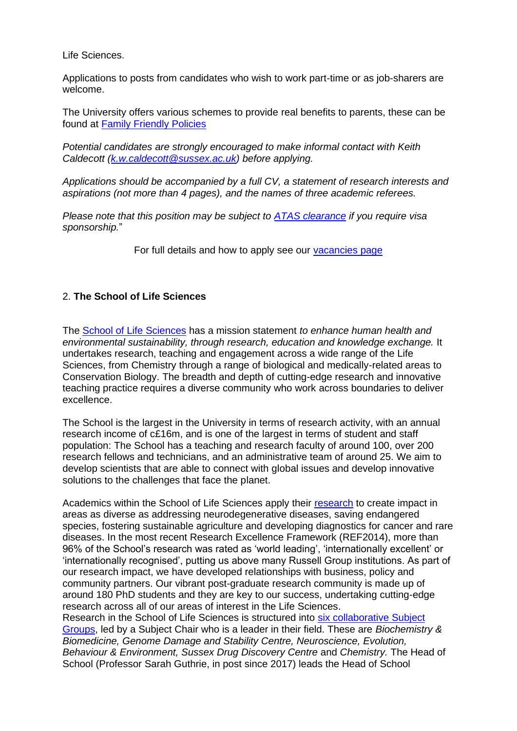Life Sciences.

Applications to posts from candidates who wish to work part-time or as job-sharers are welcome.

The University offers various schemes to provide real benefits to parents, these can be found at Family Friendly Policies

*Potential candidates are strongly encouraged to make informal contact with Keith Caldecott (k.w.caldecott@sussex.ac.uk) before applying.*

*Applications should be accompanied by a full CV, a statement of research interests and aspirations (not more than 4 pages), and the names of three academic referees.*

*Please note that this position may be subject to ATAS clearance if you require visa sponsorship.*"

For full details and how to apply see our vacancies page

## 2. **The School of Life Sciences**

The School of Life Sciences has a mission statement *to enhance human health and environmental sustainability, through research, education and knowledge exchange.* It undertakes research, teaching and engagement across a wide range of the Life Sciences, from Chemistry through a range of biological and medically-related areas to Conservation Biology. The breadth and depth of cutting-edge research and innovative teaching practice requires a diverse community who work across boundaries to deliver excellence.

The School is the largest in the University in terms of research activity, with an annual research income of c£16m, and is one of the largest in terms of student and staff population: The School has a teaching and research faculty of around 100, over 200 research fellows and technicians, and an administrative team of around 25. We aim to develop scientists that are able to connect with global issues and develop innovative solutions to the challenges that face the planet.

Academics within the School of Life Sciences apply their research to create impact in areas as diverse as addressing neurodegenerative diseases, saving endangered species, fostering sustainable agriculture and developing diagnostics for cancer and rare diseases. In the most recent Research Excellence Framework (REF2014), more than 96% of the School's research was rated as 'world leading', 'internationally excellent' or 'internationally recognised', putting us above many Russell Group institutions. As part of our research impact, we have developed relationships with business, policy and community partners. Our vibrant post-graduate research community is made up of around 180 PhD students and they are key to our success, undertaking cutting-edge research across all of our areas of interest in the Life Sciences.
Research in the School of Life Sciences is structured into six collaborative Subject Groups, led by a Subject Chair who is a leader in their field. These are *Biochemistry & Biomedicine, Genome Damage and Stability Centre, Neuroscience, Evolution, Behaviour & Environment, Sussex Drug Discovery Centre* and *Chemistry.* The Head of School (Professor Sarah Guthrie, in post since 2017) leads the Head of School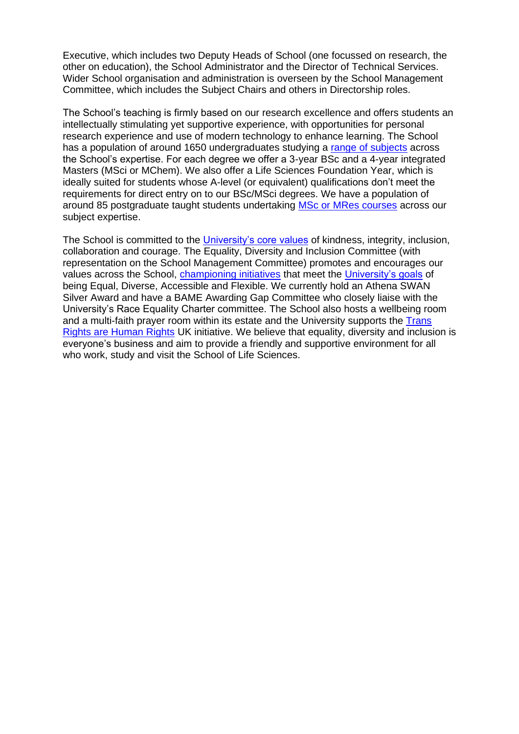Executive, which includes two Deputy Heads of School (one focussed on research, the other on education), the School Administrator and the Director of Technical Services. Wider School organisation and administration is overseen by the School Management Committee, which includes the Subject Chairs and others in Directorship roles.

The School's teaching is firmly based on our research excellence and offers students an intellectually stimulating yet supportive experience, with opportunities for personal research experience and use of modern technology to enhance learning. The School has a population of around 1650 undergraduates studying a range of subjects across the School's expertise. For each degree we offer a 3-year BSc and a 4-year integrated Masters (MSci or MChem). We also offer a Life Sciences Foundation Year, which is ideally suited for students whose A-level (or equivalent) qualifications don't meet the requirements for direct entry on to our BSc/MSci degrees. We have a population of around 85 postgraduate taught students undertaking MSc or MRes courses across our subject expertise.

The School is committed to the University's core values of kindness, integrity, inclusion, collaboration and courage. The Equality, Diversity and Inclusion Committee (with representation on the School Management Committee) promotes and encourages our values across the School, championing initiatives that meet the University's goals of being Equal, Diverse, Accessible and Flexible. We currently hold an Athena SWAN Silver Award and have a BAME Awarding Gap Committee who closely liaise with the University's Race Equality Charter committee. The School also hosts a wellbeing room and a multi-faith prayer room within its estate and the University supports the Trans Rights are Human Rights UK initiative. We believe that equality, diversity and inclusion is everyone's business and aim to provide a friendly and supportive environment for all who work, study and visit the School of Life Sciences.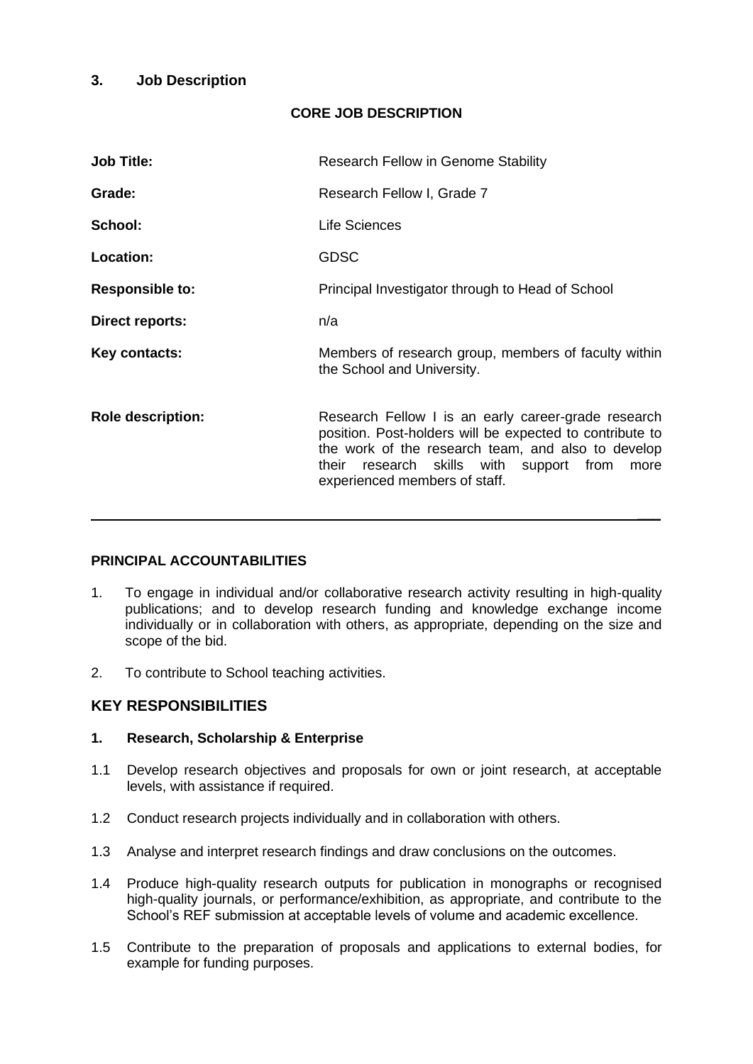## 3. Job Description

### CORE JOB DESCRIPTION

| | |
|---|---|
| **Job Title:** | Research Fellow in Genome Stability |
| **Grade:** | Research Fellow I, Grade 7 |
| **School:** | Life Sciences |
| **Location:** | GDSC |
| **Responsible to:** | Principal Investigator through to Head of School |
| **Direct reports:** | n/a |
| **Key contacts:** | Members of research group, members of faculty within the School and University. |
| **Role description:** | Research Fellow I is an early career-grade research position. Post-holders will be expected to contribute to the work of the research team, and also to develop their research skills with support from more experienced members of staff. |

---

### PRINCIPAL ACCOUNTABILITIES

1. To engage in individual and/or collaborative research activity resulting in high-quality publications; and to develop research funding and knowledge exchange income individually or in collaboration with others, as appropriate, depending on the size and scope of the bid.
2. To contribute to School teaching activities.

## KEY RESPONSIBILITIES

### 1. Research, Scholarship & Enterprise

1.1 Develop research objectives and proposals for own or joint research, at acceptable levels, with assistance if required.

1.2 Conduct research projects individually and in collaboration with others.

1.3 Analyse and interpret research findings and draw conclusions on the outcomes.

1.4 Produce high-quality research outputs for publication in monographs or recognised high-quality journals, or performance/exhibition, as appropriate, and contribute to the School's REF submission at acceptable levels of volume and academic excellence.

1.5 Contribute to the preparation of proposals and applications to external bodies, for example for funding purposes.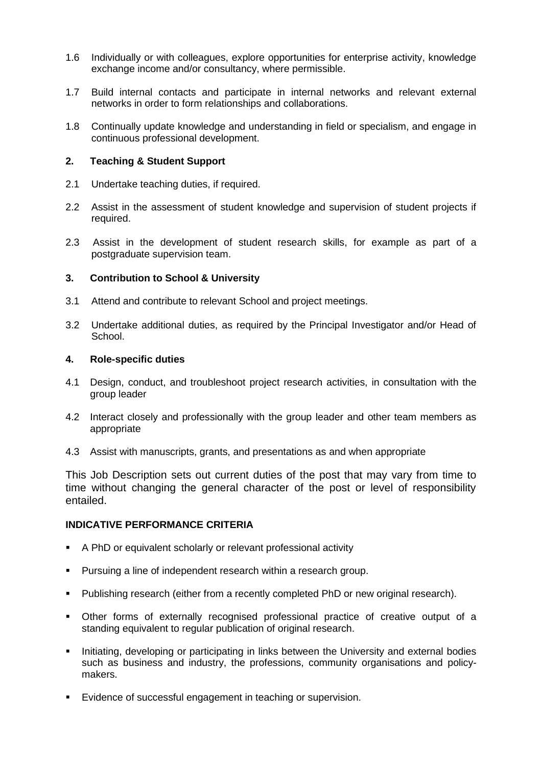1.6 Individually or with colleagues, explore opportunities for enterprise activity, knowledge exchange income and/or consultancy, where permissible.

1.7 Build internal contacts and participate in internal networks and relevant external networks in order to form relationships and collaborations.

1.8 Continually update knowledge and understanding in field or specialism, and engage in continuous professional development.

**2. Teaching & Student Support**

2.1 Undertake teaching duties, if required.

2.2 Assist in the assessment of student knowledge and supervision of student projects if required.

2.3 Assist in the development of student research skills, for example as part of a postgraduate supervision team.

**3. Contribution to School & University**

3.1 Attend and contribute to relevant School and project meetings.

3.2 Undertake additional duties, as required by the Principal Investigator and/or Head of School.

**4. Role-specific duties**

4.1 Design, conduct, and troubleshoot project research activities, in consultation with the group leader

4.2 Interact closely and professionally with the group leader and other team members as appropriate

4.3 Assist with manuscripts, grants, and presentations as and when appropriate

This Job Description sets out current duties of the post that may vary from time to time without changing the general character of the post or level of responsibility entailed.

**INDICATIVE PERFORMANCE CRITERIA**

- A PhD or equivalent scholarly or relevant professional activity
- Pursuing a line of independent research within a research group.
- Publishing research (either from a recently completed PhD or new original research).
- Other forms of externally recognised professional practice of creative output of a standing equivalent to regular publication of original research.
- Initiating, developing or participating in links between the University and external bodies such as business and industry, the professions, community organisations and policy-makers.
- Evidence of successful engagement in teaching or supervision.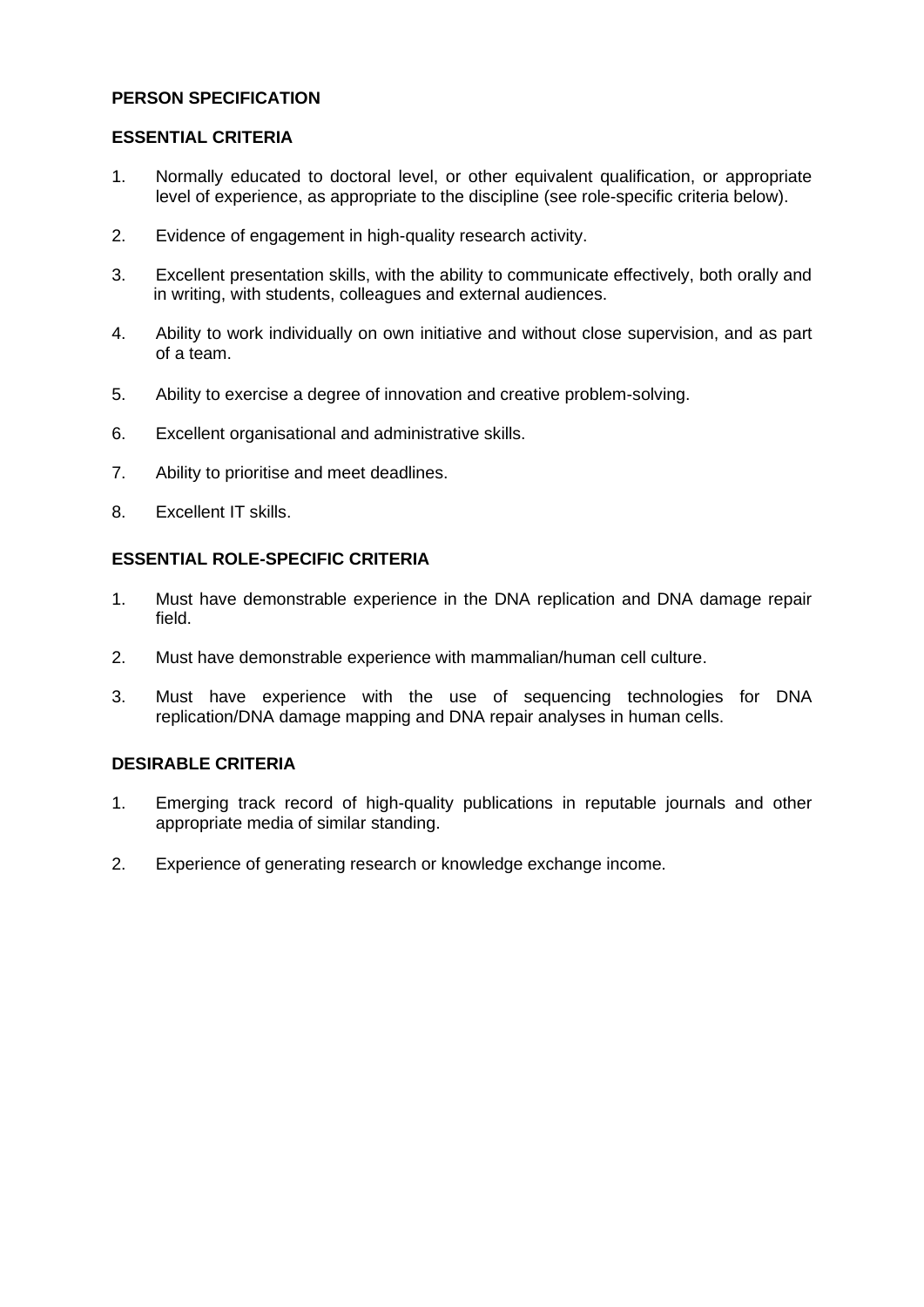## PERSON SPECIFICATION

### ESSENTIAL CRITERIA

1. Normally educated to doctoral level, or other equivalent qualification, or appropriate level of experience, as appropriate to the discipline (see role-specific criteria below).

2. Evidence of engagement in high-quality research activity.

3. Excellent presentation skills, with the ability to communicate effectively, both orally and in writing, with students, colleagues and external audiences.

4. Ability to work individually on own initiative and without close supervision, and as part of a team.

5. Ability to exercise a degree of innovation and creative problem-solving.

6. Excellent organisational and administrative skills.

7. Ability to prioritise and meet deadlines.

8. Excellent IT skills.

### ESSENTIAL ROLE-SPECIFIC CRITERIA

1. Must have demonstrable experience in the DNA replication and DNA damage repair field.

2. Must have demonstrable experience with mammalian/human cell culture.

3. Must have experience with the use of sequencing technologies for DNA replication/DNA damage mapping and DNA repair analyses in human cells.

### DESIRABLE CRITERIA

1. Emerging track record of high-quality publications in reputable journals and other appropriate media of similar standing.

2. Experience of generating research or knowledge exchange income.